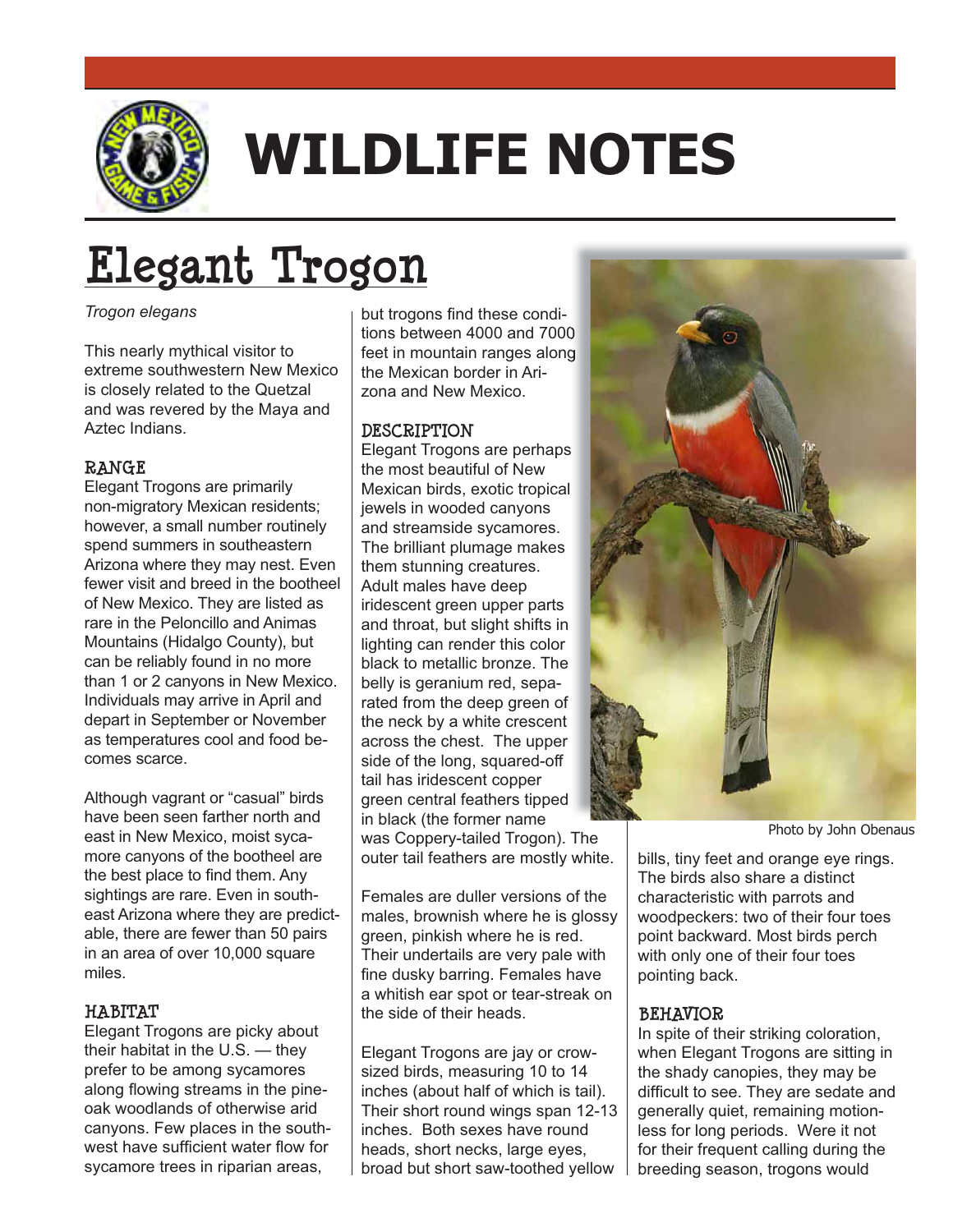# WILDLIFE NOTES

# Elegant Trogon

*Trogon elegans*

This nearly mythical visitor to extreme southwestern New Mexico is closely related to the Quetzal and was revered by the Maya and Aztec Indians.

## RANGE

Elegant Trogons are primarily non-migratory Mexican residents; however, a small number routinely spend summers in southeastern Arizona where they may nest. Even fewer visit and breed in the bootheel of New Mexico. They are listed as rare in the Peloncillo and Animas Mountains (Hidalgo County), but can be reliably found in no more than 1 or 2 canyons in New Mexico. Individuals may arrive in April and depart in September or November as temperatures cool and food becomes scarce.

Although vagrant or "casual" birds have been seen farther north and east in New Mexico, moist sycamore canyons of the bootheel are the best place to find them. Any sightings are rare. Even in southeast Arizona where they are predictable, there are fewer than 50 pairs in an area of over 10,000 square miles.

## HABITAT

Elegant Trogons are picky about their habitat in the U.S. — they prefer to be among sycamores along flowing streams in the pine-oak woodlands of otherwise arid canyons. Few places in the southwest have sufficient water flow for sycamore trees in riparian areas, but trogons find these conditions between 4000 and 7000 feet in mountain ranges along the Mexican border in Arizona and New Mexico.

## DESCRIPTION

Elegant Trogons are perhaps the most beautiful of New Mexican birds, exotic tropical jewels in wooded canyons and streamside sycamores. The brilliant plumage makes them stunning creatures. Adult males have deep iridescent green upper parts and throat, but slight shifts in lighting can render this color black to metallic bronze. The belly is geranium red, separated from the deep green of the neck by a white crescent across the chest. The upper side of the long, squared-off tail has iridescent copper green central feathers tipped in black (the former name was Coppery-tailed Trogon). The outer tail feathers are mostly white.

Females are duller versions of the males, brownish where he is glossy green, pinkish where he is red. Their undertails are very pale with fine dusky barring. Females have a whitish ear spot or tear-streak on the side of their heads.

Elegant Trogons are jay or crow-sized birds, measuring 10 to 14 inches (about half of which is tail). Their short round wings span 12-13 inches. Both sexes have round heads, short necks, large eyes, broad but short saw-toothed yellow bills, tiny feet and orange eye rings. The birds also share a distinct characteristic with parrots and woodpeckers: two of their four toes point backward. Most birds perch with only one of their four toes pointing back.

Photo by John Obenaus

## BEHAVIOR

In spite of their striking coloration, when Elegant Trogons are sitting in the shady canopies, they may be difficult to see. They are sedate and generally quiet, remaining motionless for long periods. Were it not for their frequent calling during the breeding season, trogons would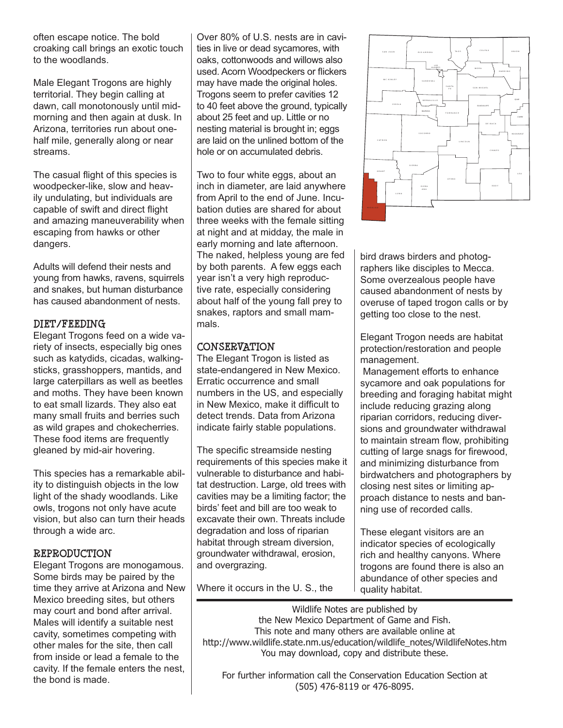often escape notice. The bold croaking call brings an exotic touch to the woodlands.

Male Elegant Trogons are highly territorial. They begin calling at dawn, call monotonously until mid-morning and then again at dusk. In Arizona, territories run about one-half mile, generally along or near streams.

The casual flight of this species is woodpecker-like, slow and heavily undulating, but individuals are capable of swift and direct flight and amazing maneuverability when escaping from hawks or other dangers.

Adults will defend their nests and young from hawks, ravens, squirrels and snakes, but human disturbance has caused abandonment of nests.

## DIET/FEEDING

Elegant Trogons feed on a wide variety of insects, especially big ones such as katydids, cicadas, walkingsticks, grasshoppers, mantids, and large caterpillars as well as beetles and moths. They have been known to eat small lizards. They also eat many small fruits and berries such as wild grapes and chokecherries. These food items are frequently gleaned by mid-air hovering.

This species has a remarkable ability to distinguish objects in the low light of the shady woodlands. Like owls, trogons not only have acute vision, but also can turn their heads through a wide arc.

## REPRODUCTION

Elegant Trogons are monogamous. Some birds may be paired by the time they arrive at Arizona and New Mexico breeding sites, but others may court and bond after arrival. Males will identify a suitable nest cavity, sometimes competing with other males for the site, then call from inside or lead a female to the cavity. If the female enters the nest, the bond is made.

Over 80% of U.S. nests are in cavities in live or dead sycamores, with oaks, cottonwoods and willows also used. Acorn Woodpeckers or flickers may have made the original holes. Trogons seem to prefer cavities 12 to 40 feet above the ground, typically about 25 feet and up. Little or no nesting material is brought in; eggs are laid on the unlined bottom of the hole or on accumulated debris.

Two to four white eggs, about an inch in diameter, are laid anywhere from April to the end of June. Incubation duties are shared for about three weeks with the female sitting at night and at midday, the male in early morning and late afternoon. The naked, helpless young are fed by both parents. A few eggs each year isn't a very high reproductive rate, especially considering about half of the young fall prey to snakes, raptors and small mammals.

## CONSERVATION

The Elegant Trogon is listed as state-endangered in New Mexico. Erratic occurrence and small numbers in the US, and especially in New Mexico, make it difficult to detect trends. Data from Arizona indicate fairly stable populations.

The specific streamside nesting requirements of this species make it vulnerable to disturbance and habitat destruction. Large, old trees with cavities may be a limiting factor; the birds' feet and bill are too weak to excavate their own. Threats include degradation and loss of riparian habitat through stream diversion, groundwater withdrawal, erosion, and overgrazing.

Where it occurs in the U. S., the bird draws birders and photographers like disciples to Mecca. Some overzealous people have caused abandonment of nests by overuse of taped trogon calls or by getting too close to the nest.

Elegant Trogon needs are habitat protection/restoration and people management.

Management efforts to enhance sycamore and oak populations for breeding and foraging habitat might include reducing grazing along riparian corridors, reducing diversions and groundwater withdrawal to maintain stream flow, prohibiting cutting of large snags for firewood, and minimizing disturbance from birdwatchers and photographers by closing nest sites or limiting approach distance to nests and banning use of recorded calls.

These elegant visitors are an indicator species of ecologically rich and healthy canyons. Where trogons are found there is also an abundance of other species and quality habitat.

SAN JUAN
RIO ARRIBA
TAOS
COLFAX
UNION
LOS ALAMOS
MORA
HARDING
MC KINLEY
SANDOVAL
SANTA FE
SAN MIGUEL
QUAY
CIBOLA
BERNALILLO
GUADALUPE
VALENCIA
TORRANCE
CURRY
DE BACA
ROOSEVELT
SOCORRO
CATRON
LINCOLN
CHAVES
SIERRA
GRANT
OTERO
LEA
DONA ANA
EDDY
LUNA
HIDALGO

---

Wildlife Notes are published by
the New Mexico Department of Game and Fish.
This note and many others are available online at
http://www.wildlife.state.nm.us/education/wildlife_notes/WildlifeNotes.htm
You may download, copy and distribute these.

For further information call the Conservation Education Section at
(505) 476-8119 or 476-8095.